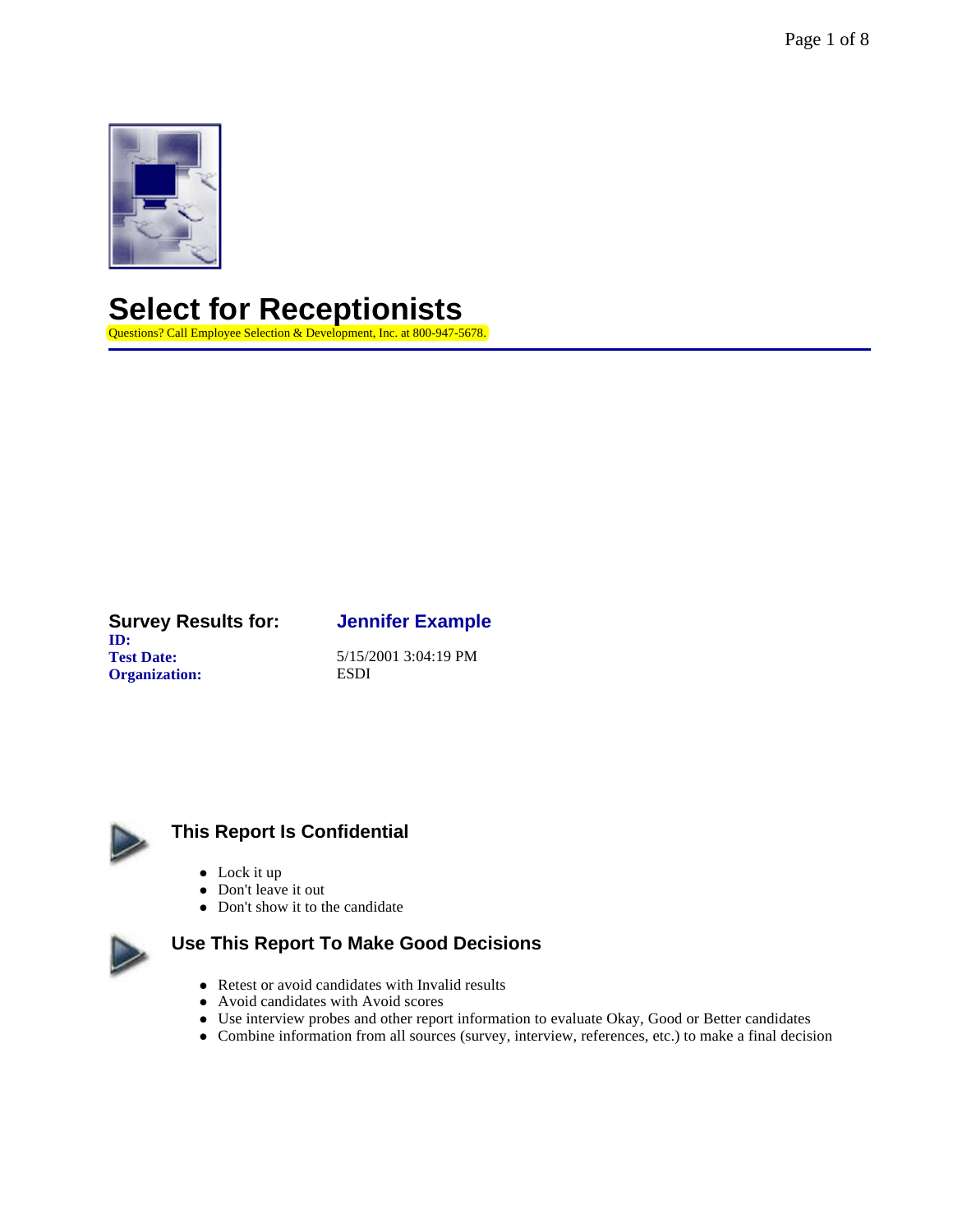# Select for Receptionists

Questions? Call Employee Selection & Development, Inc. at 800-947-5678.

| **Survey Results for:** | **Jennifer Example** |
|---|---|
| **ID:** | |
| **Test Date:** | 5/15/2001 3:04:19 PM |
| **Organization:** | ESDI |

## This Report Is Confidential

- Lock it up
- Don't leave it out
- Don't show it to the candidate

## Use This Report To Make Good Decisions

- Retest or avoid candidates with Invalid results
- Avoid candidates with Avoid scores
- Use interview probes and other report information to evaluate Okay, Good or Better candidates
- Combine information from all sources (survey, interview, references, etc.) to make a final decision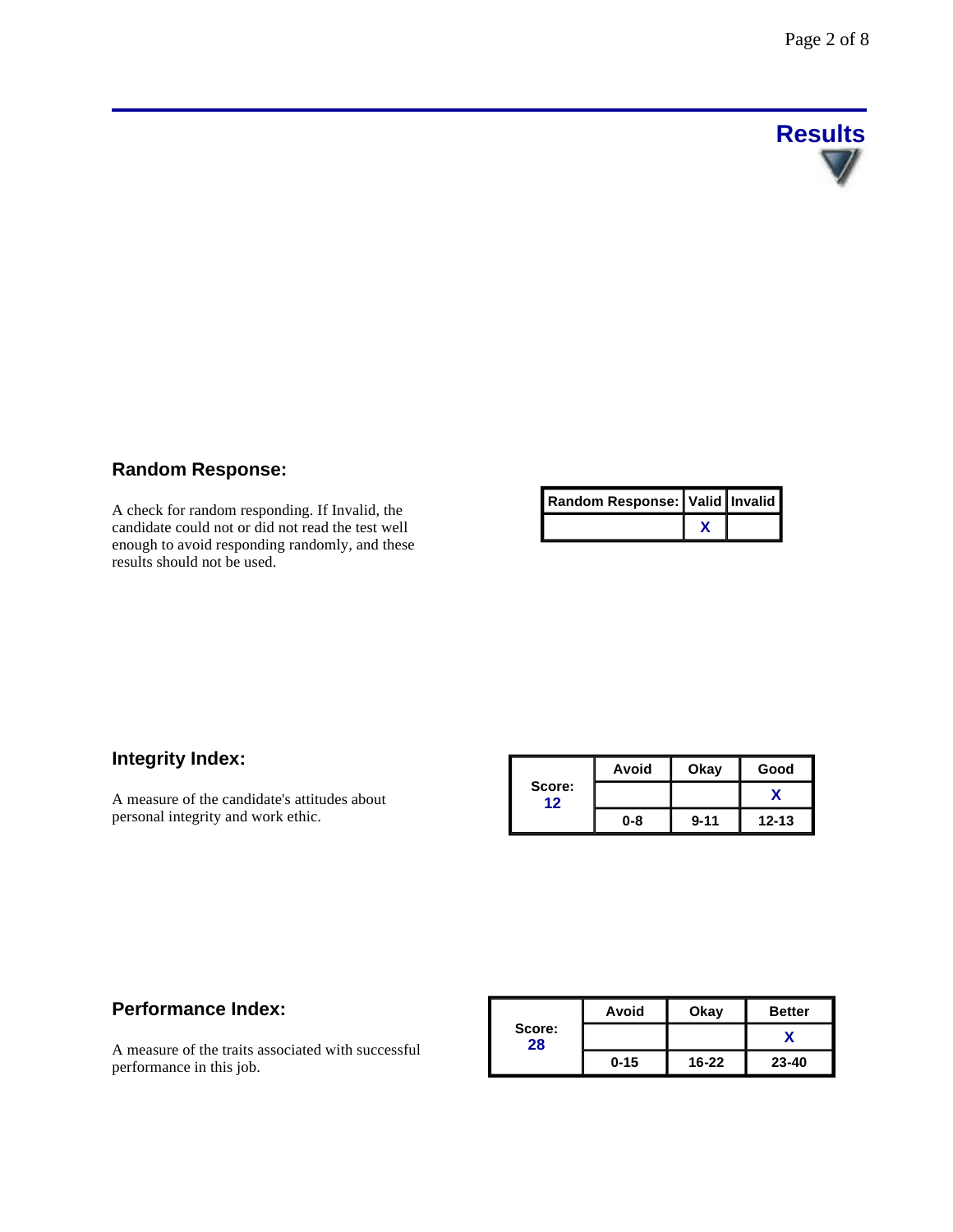# Results

## Random Response:

A check for random responding. If Invalid, the candidate could not or did not read the test well enough to avoid responding randomly, and these results should not be used.

| Random Response: | Valid | Invalid |
|---|---|---|
| | X | |

## Integrity Index:

A measure of the candidate's attitudes about personal integrity and work ethic.

| Score: 12 | Avoid | Okay | Good |
|---|---|---|---|
| | | | X |
| | 0-8 | 9-11 | 12-13 |

## Performance Index:

A measure of the traits associated with successful performance in this job.

| Score: 28 | Avoid | Okay | Better |
|---|---|---|---|
| | | | X |
| | 0-15 | 16-22 | 23-40 |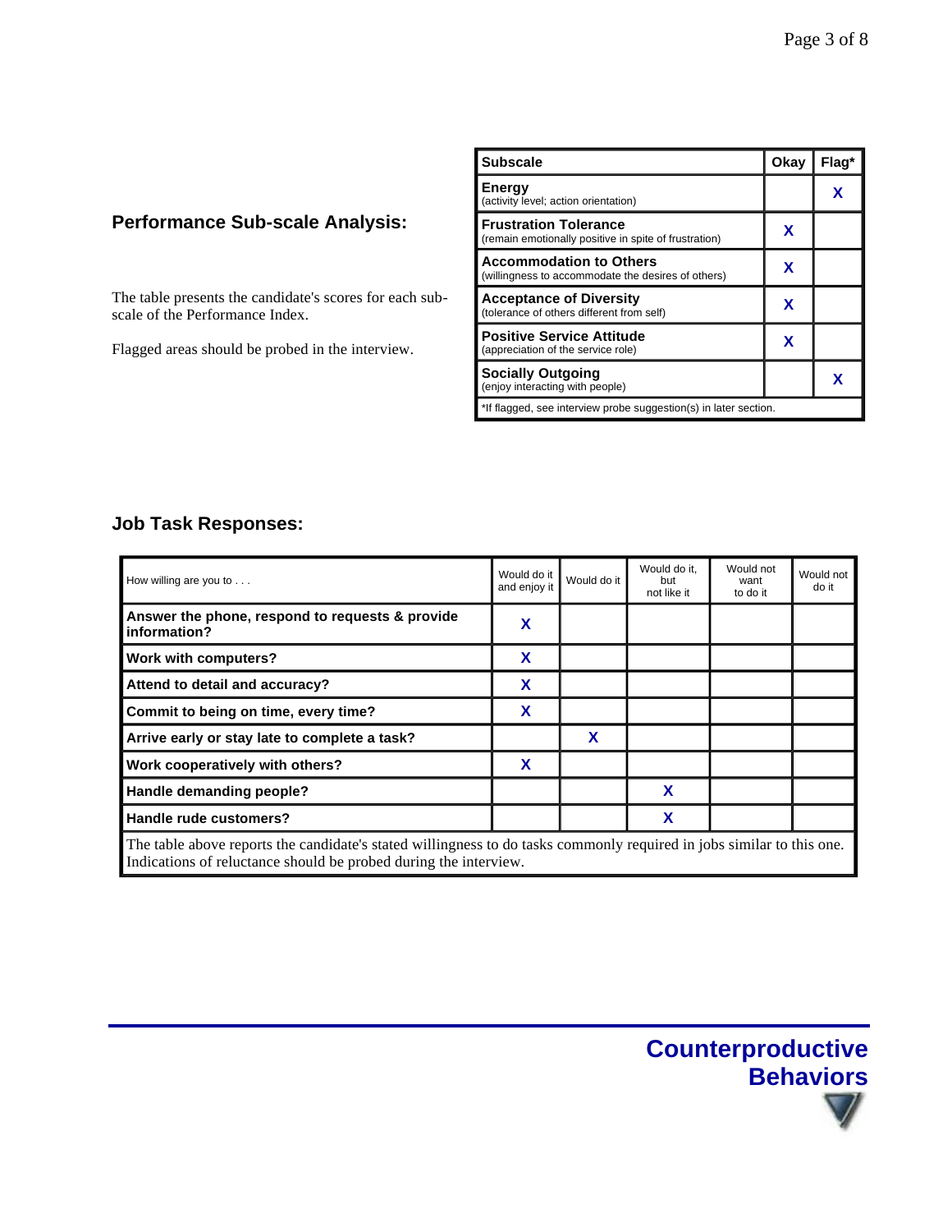## Performance Sub-scale Analysis:

The table presents the candidate's scores for each sub-scale of the Performance Index.

Flagged areas should be probed in the interview.

| Subscale | Okay | Flag* |
|---|---|---|
| **Energy** (activity level; action orientation) | | X |
| **Frustration Tolerance** (remain emotionally positive in spite of frustration) | X | |
| **Accommodation to Others** (willingness to accommodate the desires of others) | X | |
| **Acceptance of Diversity** (tolerance of others different from self) | X | |
| **Positive Service Attitude** (appreciation of the service role) | X | |
| **Socially Outgoing** (enjoy interacting with people) | | X |

*If flagged, see interview probe suggestion(s) in later section.

## Job Task Responses:

| How willing are you to . . . | Would do it and enjoy it | Would do it | Would do it, but not like it | Would not want to do it | Would not do it |
|---|---|---|---|---|---|
| **Answer the phone, respond to requests & provide information?** | X | | | | |
| **Work with computers?** | X | | | | |
| **Attend to detail and accuracy?** | X | | | | |
| **Commit to being on time, every time?** | X | | | | |
| **Arrive early or stay late to complete a task?** | | X | | | |
| **Work cooperatively with others?** | X | | | | |
| **Handle demanding people?** | | | X | | |
| **Handle rude customers?** | | | X | | |

The table above reports the candidate's stated willingness to do tasks commonly required in jobs similar to this one. Indications of reluctance should be probed during the interview.

## Counterproductive Behaviors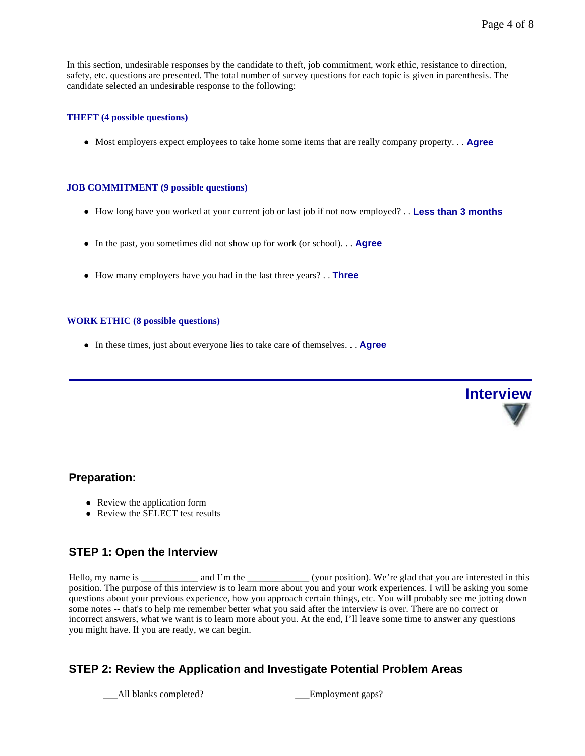In this section, undesirable responses by the candidate to theft, job commitment, work ethic, resistance to direction, safety, etc. questions are presented. The total number of survey questions for each topic is given in parenthesis. The candidate selected an undesirable response to the following:

### THEFT (4 possible questions)

- Most employers expect employees to take home some items that are really company property. . . **Agree**

### JOB COMMITMENT (9 possible questions)

- How long have you worked at your current job or last job if not now employed? . . **Less than 3 months**
- In the past, you sometimes did not show up for work (or school). . . **Agree**
- How many employers have you had in the last three years? . . **Three**

### WORK ETHIC (8 possible questions)

- In these times, just about everyone lies to take care of themselves. . . **Agree**

---

# Interview

## Preparation:

- Review the application form
- Review the SELECT test results

## STEP 1: Open the Interview

Hello, my name is ____________ and I'm the _____________ (your position). We're glad that you are interested in this position. The purpose of this interview is to learn more about you and your work experiences. I will be asking you some questions about your previous experience, how you approach certain things, etc. You will probably see me jotting down some notes -- that's to help me remember better what you said after the interview is over. There are no correct or incorrect answers, what we want is to learn more about you. At the end, I'll leave some time to answer any questions you might have. If you are ready, we can begin.

## STEP 2: Review the Application and Investigate Potential Problem Areas

___All blank completed?

___Employment gaps?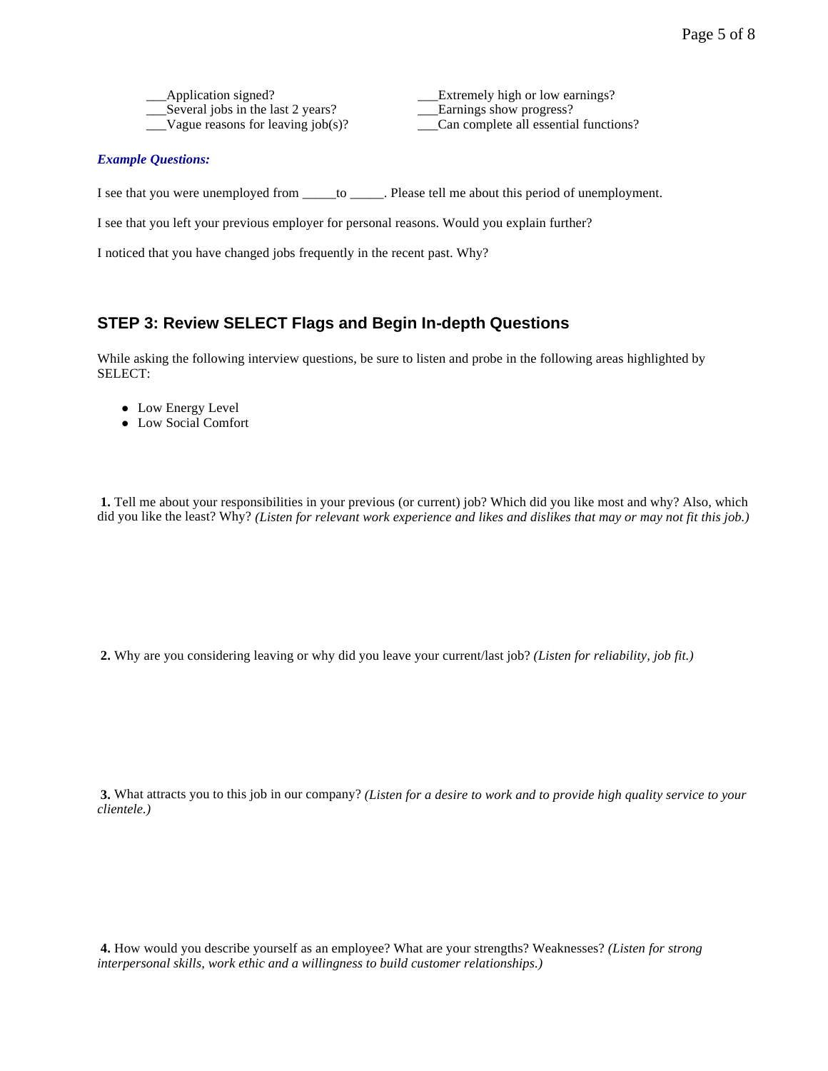___Application signed?
___Several jobs in the last 2 years?
___Vague reasons for leaving job(s)?
___Extremely high or low earnings?
___Earnings show progress?
___Can complete all essential functions?

***Example Questions:***

I see that you were unemployed from _____to _____. Please tell me about this period of unemployment.

I see that you left your previous employer for personal reasons. Would you explain further?

I noticed that you have changed jobs frequently in the recent past. Why?

## STEP 3: Review SELECT Flags and Begin In-depth Questions

While asking the following interview questions, be sure to listen and probe in the following areas highlighted by SELECT:

- Low Energy Level
- Low Social Comfort

**1.** Tell me about your responsibilities in your previous (or current) job? Which did you like most and why? Also, which did you like the least? Why? *(Listen for relevant work experience and likes and dislikes that may or may not fit this job.)*

**2.** Why are you considering leaving or why did you leave your current/last job? *(Listen for reliability, job fit.)*

**3.** What attracts you to this job in our company? *(Listen for a desire to work and to provide high quality service to your clientele.)*

**4.** How would you describe yourself as an employee? What are your strengths? Weaknesses? *(Listen for strong interpersonal skills, work ethic and a willingness to build customer relationships.)*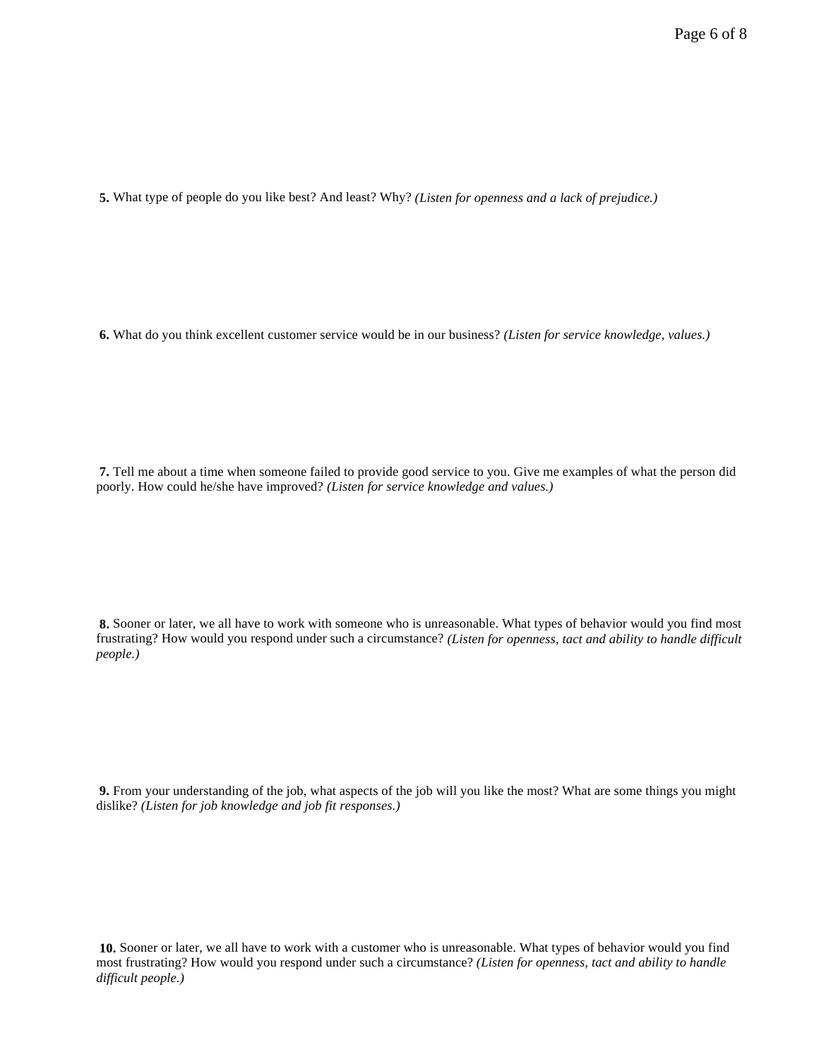**5.** What type of people do you like best? And least? Why? *(Listen for openness and a lack of prejudice.)*

**6.** What do you think excellent customer service would be in our business? *(Listen for service knowledge, values.)*

**7.** Tell me about a time when someone failed to provide good service to you. Give me examples of what the person did poorly. How could he/she have improved? *(Listen for service knowledge and values.)*

**8.** Sooner or later, we all have to work with someone who is unreasonable. What types of behavior would you find most frustrating? How would you respond under such a circumstance? *(Listen for openness, tact and ability to handle difficult people.)*

**9.** From your understanding of the job, what aspects of the job will you like the most? What are some things you might dislike? *(Listen for job knowledge and job fit responses.)*

**10.** Sooner or later, we all have to work with a customer who is unreasonable. What types of behavior would you find most frustrating? How would you respond under such a circumstance? *(Listen for openness, tact and ability to handle difficult people.)*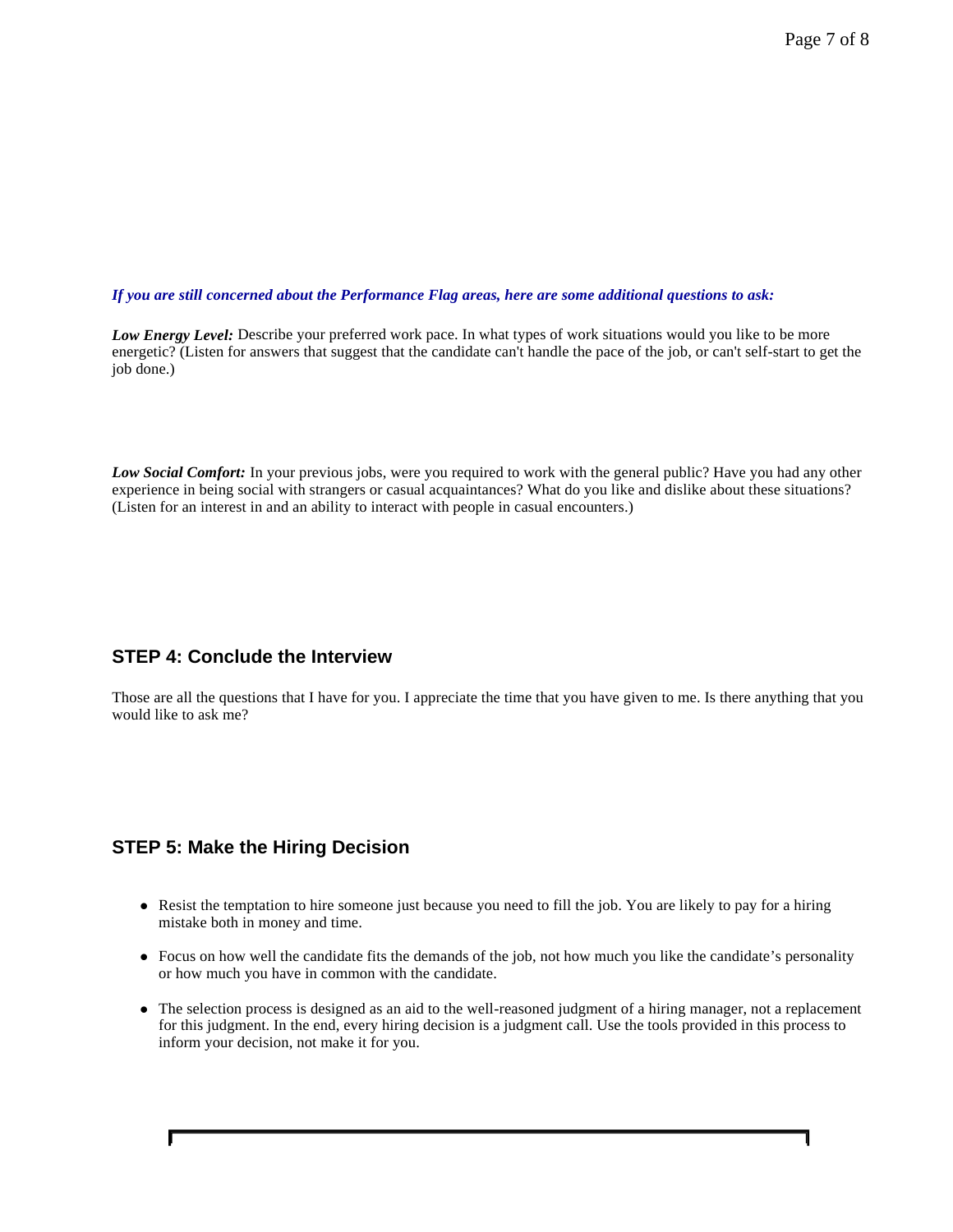***If you are still concerned about the Performance Flag areas, here are some additional questions to ask:***

***Low Energy Level:*** Describe your preferred work pace. In what types of work situations would you like to be more energetic? (Listen for answers that suggest that the candidate can't handle the pace of the job, or can't self-start to get the job done.)

***Low Social Comfort:*** In your previous jobs, were you required to work with the general public? Have you had any other experience in being social with strangers or casual acquaintances? What do you like and dislike about these situations? (Listen for an interest in and an ability to interact with people in casual encounters.)

## STEP 4: Conclude the Interview

Those are all the questions that I have for you. I appreciate the time that you have given to me. Is there anything that you would like to ask me?

## STEP 5: Make the Hiring Decision

- Resist the temptation to hire someone just because you need to fill the job. You are likely to pay for a hiring mistake both in money and time.
- Focus on how well the candidate fits the demands of the job, not how much you like the candidate's personality or how much you have in common with the candidate.
- The selection process is designed as an aid to the well-reasoned judgment of a hiring manager, not a replacement for this judgment. In the end, every hiring decision is a judgment call. Use the tools provided in this process to inform your decision, not make it for you.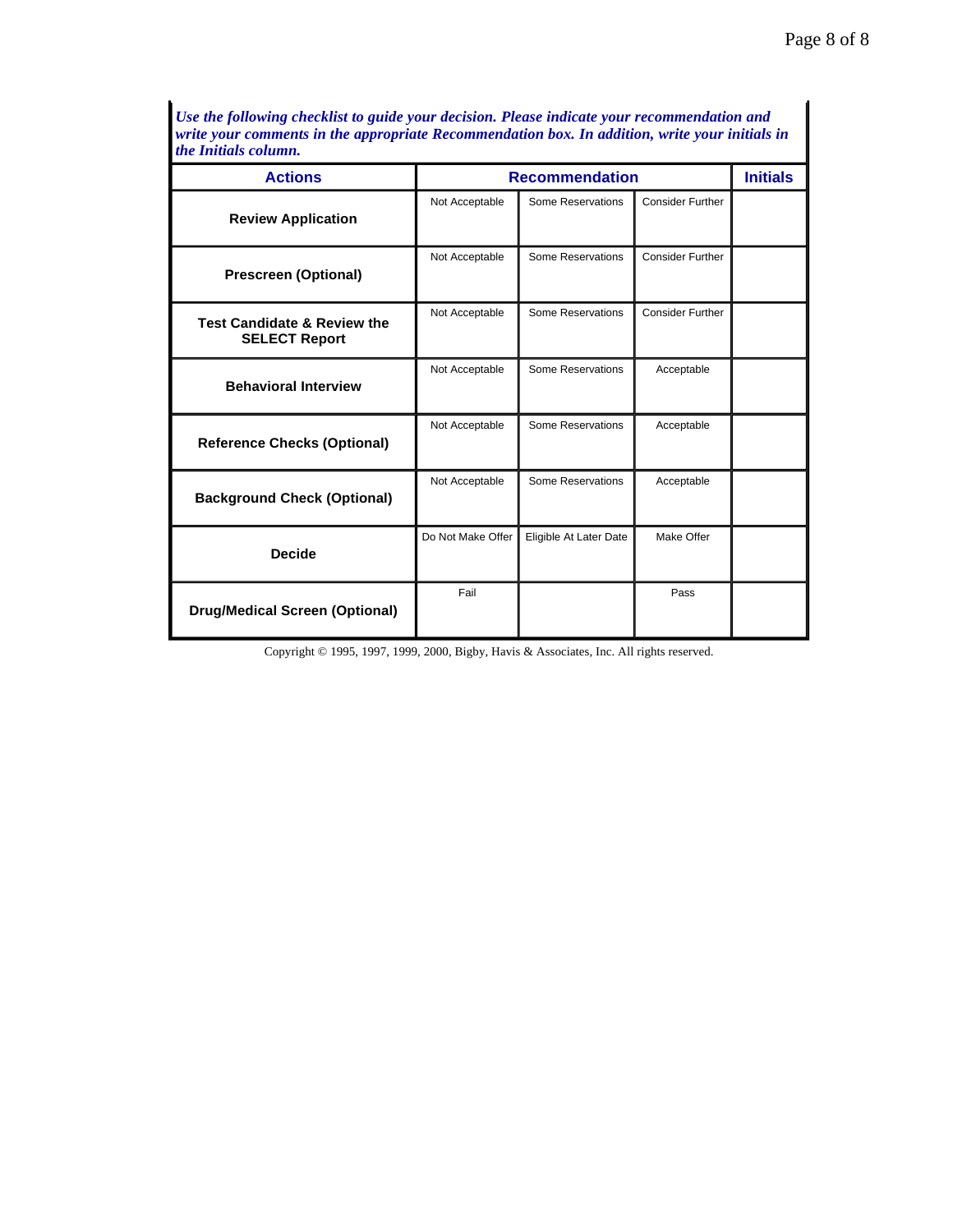***Use the following checklist to guide your decision. Please indicate your recommendation and write your comments in the appropriate Recommendation box. In addition, write your initials in the Initials column.***

| Actions | Recommendation | | | Initials |
|---|---|---|---|---|
| **Review Application** | Not Acceptable | Some Reservations | Consider Further | |
| **Prescreen (Optional)** | Not Acceptable | Some Reservations | Consider Further | |
| **Test Candidate & Review the SELECT Report** | Not Acceptable | Some Reservations | Consider Further | |
| **Behavioral Interview** | Not Acceptable | Some Reservations | Acceptable | |
| **Reference Checks (Optional)** | Not Acceptable | Some Reservations | Acceptable | |
| **Background Check (Optional)** | Not Acceptable | Some Reservations | Acceptable | |
| **Decide** | Do Not Make Offer | Eligible At Later Date | Make Offer | |
| **Drug/Medical Screen (Optional)** | Fail | | Pass | |

Copyright © 1995, 1997, 1999, 2000, Bigby, Havis & Associates, Inc. All rights reserved.